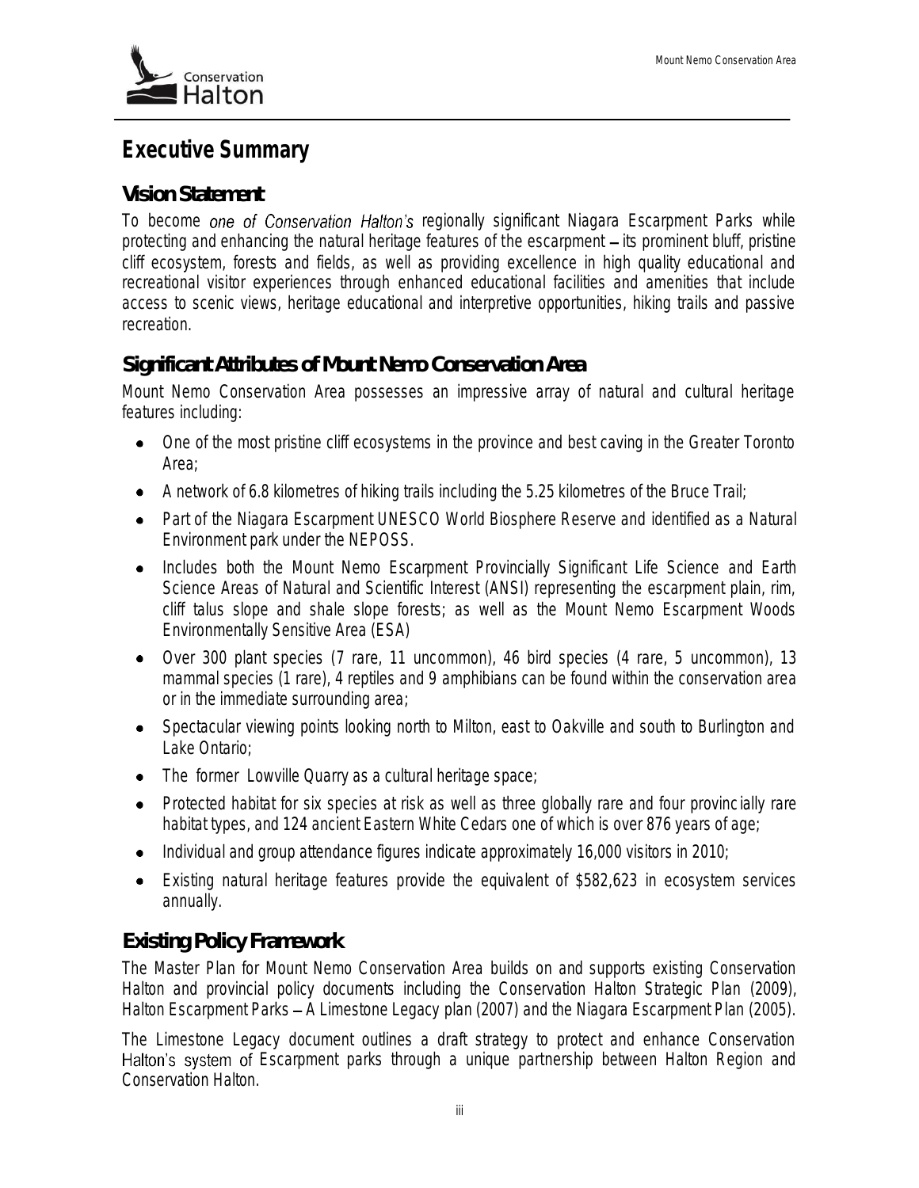# Executive Summary

## Vision Statement

To become one of Conservation Halton's regionally significant Niagara Escarpment Parks while protecting and enhancing the natural heritage features of the escarpment – its prominent bluff, pristine cliff ecosystem, forests and fields, as well as providing excellence in high quality educational and recreational visitor experiences through enhanced educational facilities and amenities that include access to scenic views, heritage educational and interpretive opportunities, hiking trails and passive recreation.

## Significant Attributes of Mount Nemo Conservation Area

Mount Nemo Conservation Area possesses an impressive array of natural and cultural heritage features including:

- One of the most pristine cliff ecosystems in the province and best caving in the Greater Toronto Area;
- A network of 6.8 kilometres of hiking trails including the 5.25 kilometres of the Bruce Trail;
- Part of the Niagara Escarpment UNESCO World Biosphere Reserve and identified as a Natural Environment park under the NEPOSS.
- Includes both the Mount Nemo Escarpment Provincially Significant Life Science and Earth Science Areas of Natural and Scientific Interest (ANSI) representing the escarpment plain, rim, cliff talus slope and shale slope forests; as well as the Mount Nemo Escarpment Woods Environmentally Sensitive Area (ESA)
- Over 300 plant species (7 rare, 11 uncommon), 46 bird species (4 rare, 5 uncommon), 13 mammal species (1 rare), 4 reptiles and 9 amphibians can be found within the conservation area or in the immediate surrounding area;
- Spectacular viewing points looking north to Milton, east to Oakville and south to Burlington and Lake Ontario;
- The former Lowville Quarry as a cultural heritage space;
- Protected habitat for six species at risk as well as three globally rare and four provincially rare habitat types, and 124 ancient Eastern White Cedars one of which is over 876 years of age;
- Individual and group attendance figures indicate approximately 16,000 visitors in 2010;
- Existing natural heritage features provide the equivalent of $582,623 in ecosystem services annually.

## Existing Policy Framework

The Master Plan for Mount Nemo Conservation Area builds on and supports existing Conservation Halton and provincial policy documents including the Conservation Halton Strategic Plan (2009), Halton Escarpment Parks – A Limestone Legacy plan (2007) and the Niagara Escarpment Plan (2005).

The Limestone Legacy document outlines a draft strategy to protect and enhance Conservation Halton's system of Escarpment parks through a unique partnership between Halton Region and Conservation Halton.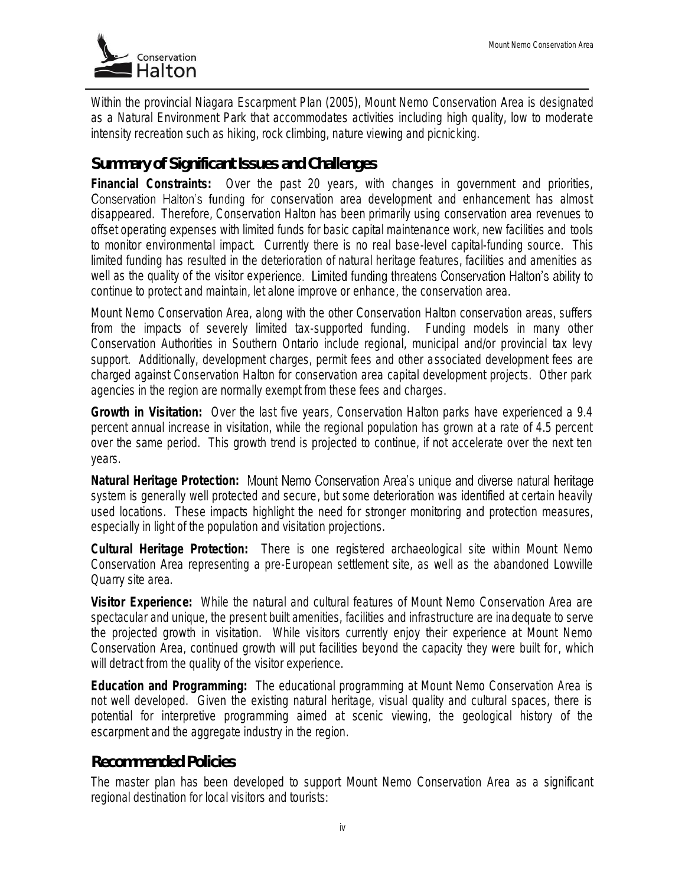Within the provincial Niagara Escarpment Plan (2005), Mount Nemo Conservation Area is designated as a Natural Environment Park that accommodates activities including high quality, low to moderate intensity recreation such as hiking, rock climbing, nature viewing and picnicking.

## Summary of Significant Issues and Challenges

**Financial Constraints:** Over the past 20 years, with changes in government and priorities, Conservation Halton's funding for conservation area development and enhancement has almost disappeared. Therefore, Conservation Halton has been primarily using conservation area revenues to offset operating expenses with limited funds for basic capital maintenance work, new facilities and tools to monitor environmental impact. Currently there is no real base-level capital-funding source. This limited funding has resulted in the deterioration of natural heritage features, facilities and amenities as well as the quality of the visitor experience. Limited funding threatens Conservation Halton's ability to continue to protect and maintain, let alone improve or enhance, the conservation area.

Mount Nemo Conservation Area, along with the other Conservation Halton conservation areas, suffers from the impacts of severely limited tax-supported funding. Funding models in many other Conservation Authorities in Southern Ontario include regional, municipal and/or provincial tax levy support. Additionally, development charges, permit fees and other associated development fees are charged against Conservation Halton for conservation area capital development projects. Other park agencies in the region are normally exempt from these fees and charges.

**Growth in Visitation:** Over the last five years, Conservation Halton parks have experienced a 9.4 percent annual increase in visitation, while the regional population has grown at a rate of 4.5 percent over the same period. This growth trend is projected to continue, if not accelerate over the next ten years.

**Natural Heritage Protection:** Mount Nemo Conservation Area's unique and diverse natural heritage system is generally well protected and secure, but some deterioration was identified at certain heavily used locations. These impacts highlight the need for stronger monitoring and protection measures, especially in light of the population and visitation projections.

**Cultural Heritage Protection:** There is one registered archaeological site within Mount Nemo Conservation Area representing a pre-European settlement site, as well as the abandoned Lowville Quarry site area.

**Visitor Experience:** While the natural and cultural features of Mount Nemo Conservation Area are spectacular and unique, the present built amenities, facilities and infrastructure are inadequate to serve the projected growth in visitation. While visitors currently enjoy their experience at Mount Nemo Conservation Area, continued growth will put facilities beyond the capacity they were built for, which will detract from the quality of the visitor experience.

**Education and Programming:** The educational programming at Mount Nemo Conservation Area is not well developed. Given the existing natural heritage, visual quality and cultural spaces, there is potential for interpretive programming aimed at scenic viewing, the geological history of the escarpment and the aggregate industry in the region.

## Recommended Policies

The master plan has been developed to support Mount Nemo Conservation Area as a significant regional destination for local visitors and tourists: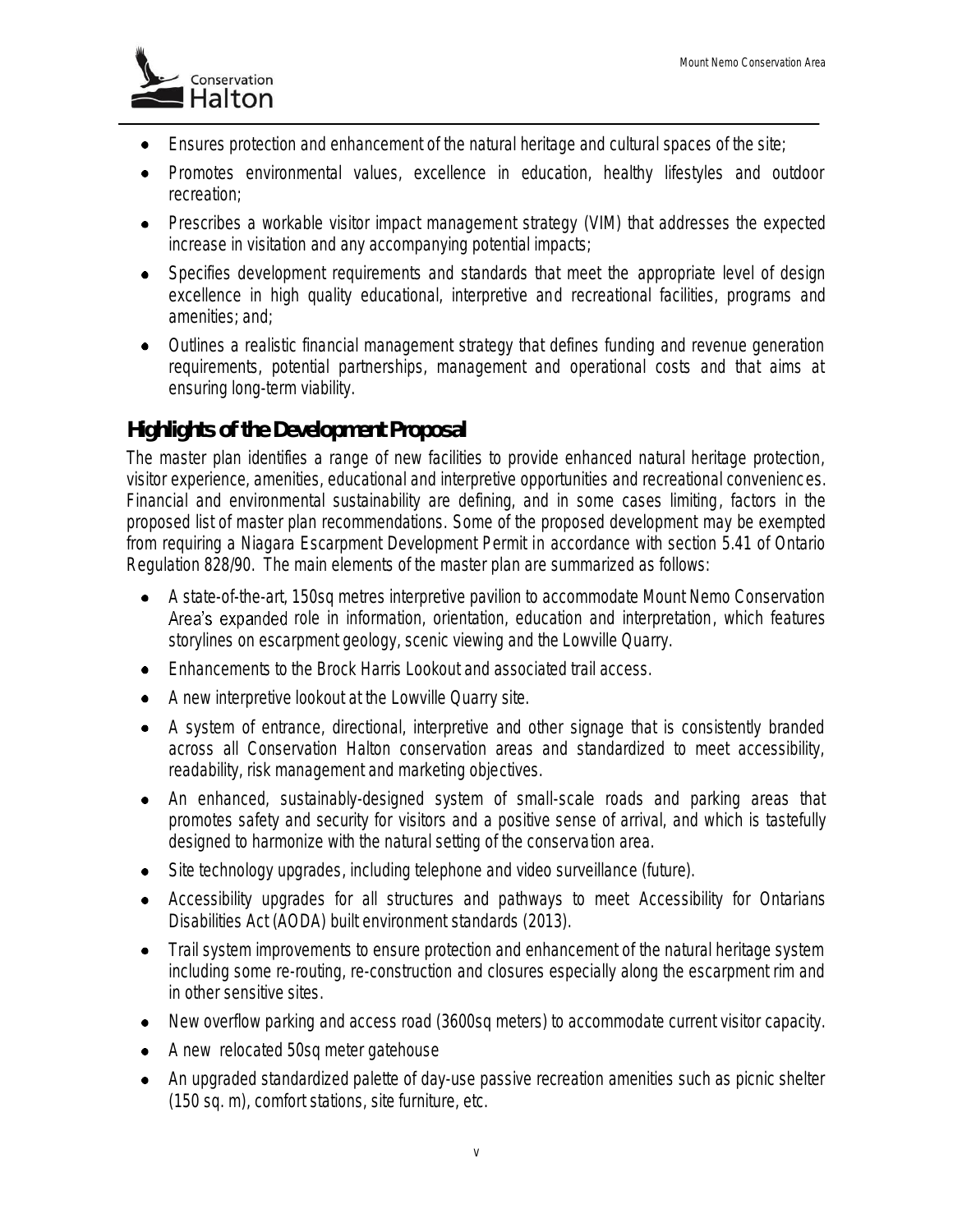- Ensures protection and enhancement of the natural heritage and cultural spaces of the site;
- Promotes environmental values, excellence in education, healthy lifestyles and outdoor recreation;
- Prescribes a workable visitor impact management strategy (VIM) that addresses the expected increase in visitation and any accompanying potential impacts;
- Specifies development requirements and standards that meet the appropriate level of design excellence in high quality educational, interpretive and recreational facilities, programs and amenities; and;
- Outlines a realistic financial management strategy that defines funding and revenue generation requirements, potential partnerships, management and operational costs and that aims at ensuring long-term viability.

## Highlights of the Development Proposal

The master plan identifies a range of new facilities to provide enhanced natural heritage protection, visitor experience, amenities, educational and interpretive opportunities and recreational conveniences. Financial and environmental sustainability are defining, and in some cases limiting, factors in the proposed list of master plan recommendations. Some of the proposed development may be exempted from requiring a Niagara Escarpment Development Permit in accordance with section 5.41 of Ontario Regulation 828/90. The main elements of the master plan are summarized as follows:

- A state-of-the-art, 150sq metres interpretive pavilion to accommodate Mount Nemo Conservation Area's expanded role in information, orientation, education and interpretation, which features storylines on escarpment geology, scenic viewing and the Lowville Quarry.
- Enhancements to the Brock Harris Lookout and associated trail access.
- A new interpretive lookout at the Lowville Quarry site.
- A system of entrance, directional, interpretive and other signage that is consistently branded across all Conservation Halton conservation areas and standardized to meet accessibility, readability, risk management and marketing objectives.
- An enhanced, sustainably-designed system of small-scale roads and parking areas that promotes safety and security for visitors and a positive sense of arrival, and which is tastefully designed to harmonize with the natural setting of the conservation area.
- Site technology upgrades, including telephone and video surveillance (future).
- Accessibility upgrades for all structures and pathways to meet Accessibility for Ontarians Disabilities Act (AODA) built environment standards (2013).
- Trail system improvements to ensure protection and enhancement of the natural heritage system including some re-routing, re-construction and closures especially along the escarpment rim and in other sensitive sites.
- New overflow parking and access road (3600sq meters) to accommodate current visitor capacity.
- A new relocated 50sq meter gatehouse
- An upgraded standardized palette of day-use passive recreation amenities such as picnic shelter (150 sq. m), comfort stations, site furniture, etc.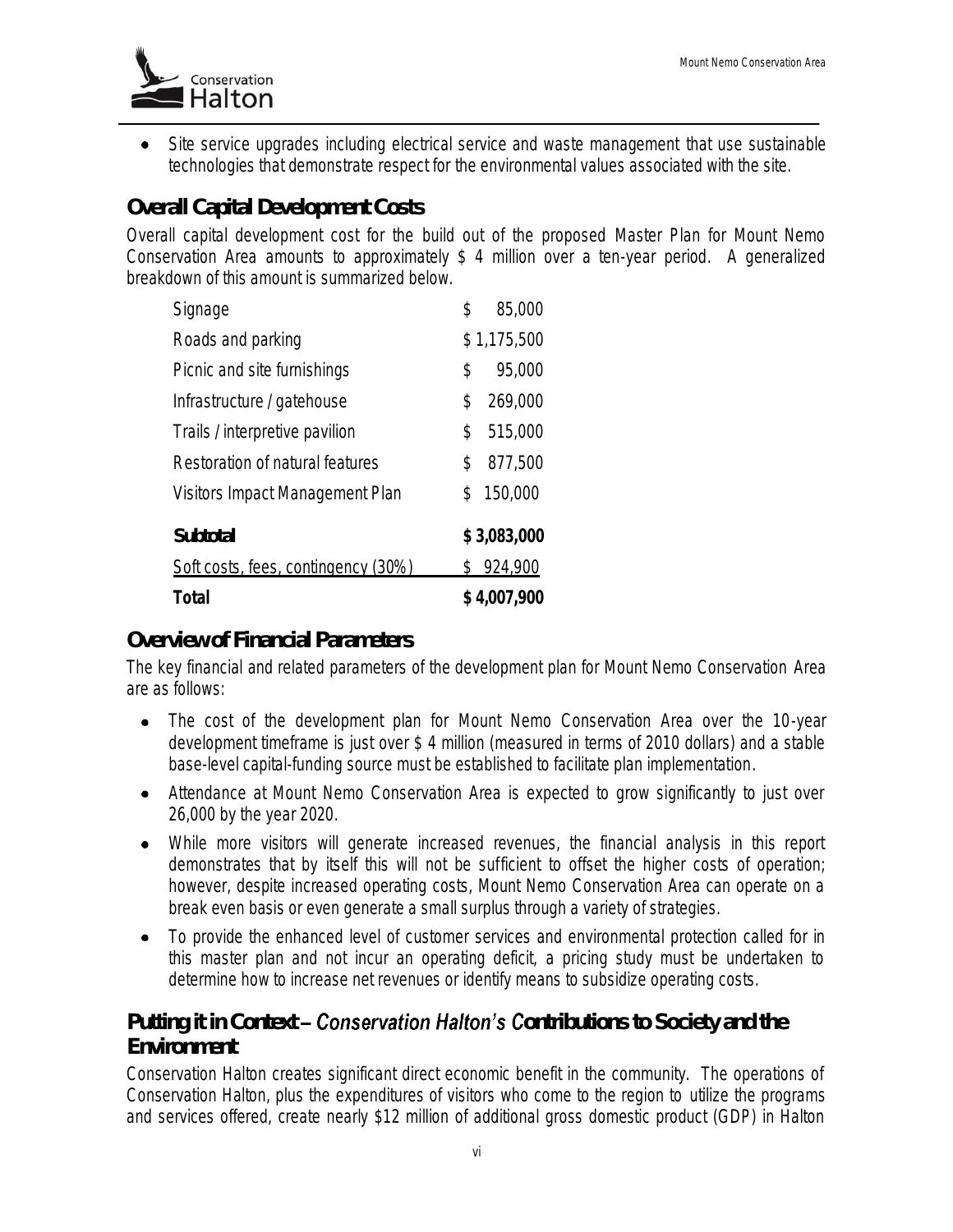- Site service upgrades including electrical service and waste management that use sustainable technologies that demonstrate respect for the environmental values associated with the site.

## Overall Capital Development Costs

Overall capital development cost for the build out of the proposed Master Plan for Mount Nemo Conservation Area amounts to approximately $ 4 million over a ten-year period. A generalized breakdown of this amount is summarized below.

| Item | Cost |
|---|---|
| Signage | $ 85,000 |
| Roads and parking | $ 1,175,500 |
| Picnic and site furnishings | $ 95,000 |
| Infrastructure / gatehouse | $ 269,000 |
| Trails / interpretive pavilion | $ 515,000 |
| Restoration of natural features | $ 877,500 |
| Visitors Impact Management Plan | $ 150,000 |
| **Subtotal** | **$ 3,083,000** |
| Soft costs, fees, contingency (30%) | $ 924,900 |
| **Total** | **$ 4,007,900** |

## Overview of Financial Parameters

The key financial and related parameters of the development plan for Mount Nemo Conservation Area are as follows:

- The cost of the development plan for Mount Nemo Conservation Area over the 10-year development timeframe is just over $ 4 million (measured in terms of 2010 dollars) and a stable base-level capital-funding source must be established to facilitate plan implementation.
- Attendance at Mount Nemo Conservation Area is expected to grow significantly to just over 26,000 by the year 2020.
- While more visitors will generate increased revenues, the financial analysis in this report demonstrates that by itself this will not be sufficient to offset the higher costs of operation; however, despite increased operating costs, Mount Nemo Conservation Area can operate on a break even basis or even generate a small surplus through a variety of strategies.
- To provide the enhanced level of customer services and environmental protection called for in this master plan and not incur an operating deficit, a pricing study must be undertaken to determine how to increase net revenues or identify means to subsidize operating costs.

## Putting it in Context – Conservation Halton's Contributions to Society and the Environment

Conservation Halton creates significant direct economic benefit in the community. The operations of Conservation Halton, plus the expenditures of visitors who come to the region to utilize the programs and services offered, create nearly $12 million of additional gross domestic product (GDP) in Halton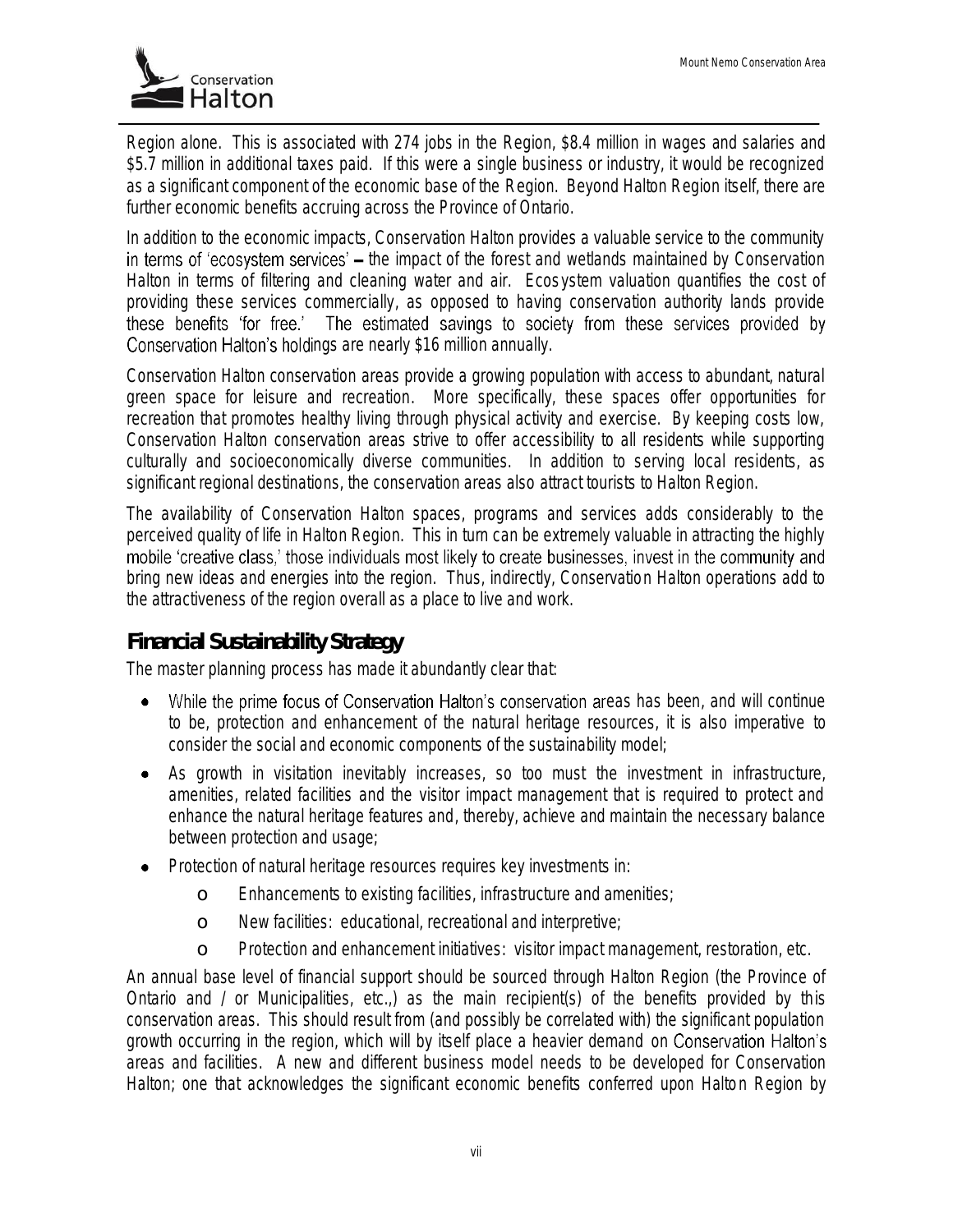Region alone. This is associated with 274 jobs in the Region, $8.4 million in wages and salaries and $5.7 million in additional taxes paid. If this were a single business or industry, it would be recognized as a significant component of the economic base of the Region. Beyond Halton Region itself, there are further economic benefits accruing across the Province of Ontario.

In addition to the economic impacts, Conservation Halton provides a valuable service to the community in terms of 'ecosystem services' – the impact of the forest and wetlands maintained by Conservation Halton in terms of filtering and cleaning water and air. Ecosystem valuation quantifies the cost of providing these services commercially, as opposed to having conservation authority lands provide these benefits 'for free.' The estimated savings to society from these services provided by Conservation Halton's holdings are nearly $16 million annually.

Conservation Halton conservation areas provide a growing population with access to abundant, natural green space for leisure and recreation. More specifically, these spaces offer opportunities for recreation that promotes healthy living through physical activity and exercise. By keeping costs low, Conservation Halton conservation areas strive to offer accessibility to all residents while supporting culturally and socioeconomically diverse communities. In addition to serving local residents, as significant regional destinations, the conservation areas also attract tourists to Halton Region.

The availability of Conservation Halton spaces, programs and services adds considerably to the perceived quality of life in Halton Region. This in turn can be extremely valuable in attracting the highly mobile 'creative class,' those individuals most likely to create businesses, invest in the community and bring new ideas and energies into the region. Thus, indirectly, Conservation Halton operations add to the attractiveness of the region overall as a place to live and work.

## Financial Sustainability Strategy

The master planning process has made it abundantly clear that:

- While the prime focus of Conservation Halton's conservation areas has been, and will continue to be, protection and enhancement of the natural heritage resources, it is also imperative to consider the social and economic components of the sustainability model;
- As growth in visitation inevitably increases, so too must the investment in infrastructure, amenities, related facilities and the visitor impact management that is required to protect and enhance the natural heritage features and, thereby, achieve and maintain the necessary balance between protection and usage;
- Protection of natural heritage resources requires key investments in:
  - Enhancements to existing facilities, infrastructure and amenities;
  - New facilities: educational, recreational and interpretive;
  - Protection and enhancement initiatives: visitor impact management, restoration, etc.

An annual base level of financial support should be sourced through Halton Region (the Province of Ontario and / or Municipalities, etc.,) as the main recipient(s) of the benefits provided by this conservation areas. This should result from (and possibly be correlated with) the significant population growth occurring in the region, which will by itself place a heavier demand on Conservation Halton's areas and facilities. A new and different business model needs to be developed for Conservation Halton; one that acknowledges the significant economic benefits conferred upon Halton Region by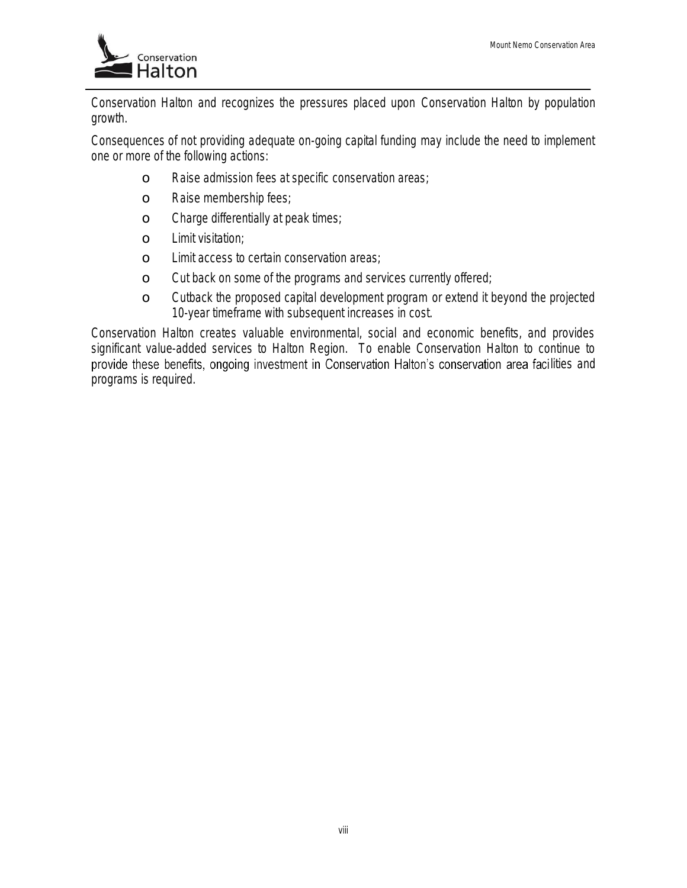Conservation Halton and recognizes the pressures placed upon Conservation Halton by population growth.

Consequences of not providing adequate on-going capital funding may include the need to implement one or more of the following actions:

- Raise admission fees at specific conservation areas;
- Raise membership fees;
- Charge differentially at peak times;
- Limit visitation;
- Limit access to certain conservation areas;
- Cut back on some of the programs and services currently offered;
- Cutback the proposed capital development program or extend it beyond the projected 10-year timeframe with subsequent increases in cost.

Conservation Halton creates valuable environmental, social and economic benefits, and provides significant value-added services to Halton Region. To enable Conservation Halton to continue to provide these benefits, ongoing investment in Conservation Halton's conservation area facilities and programs is required.